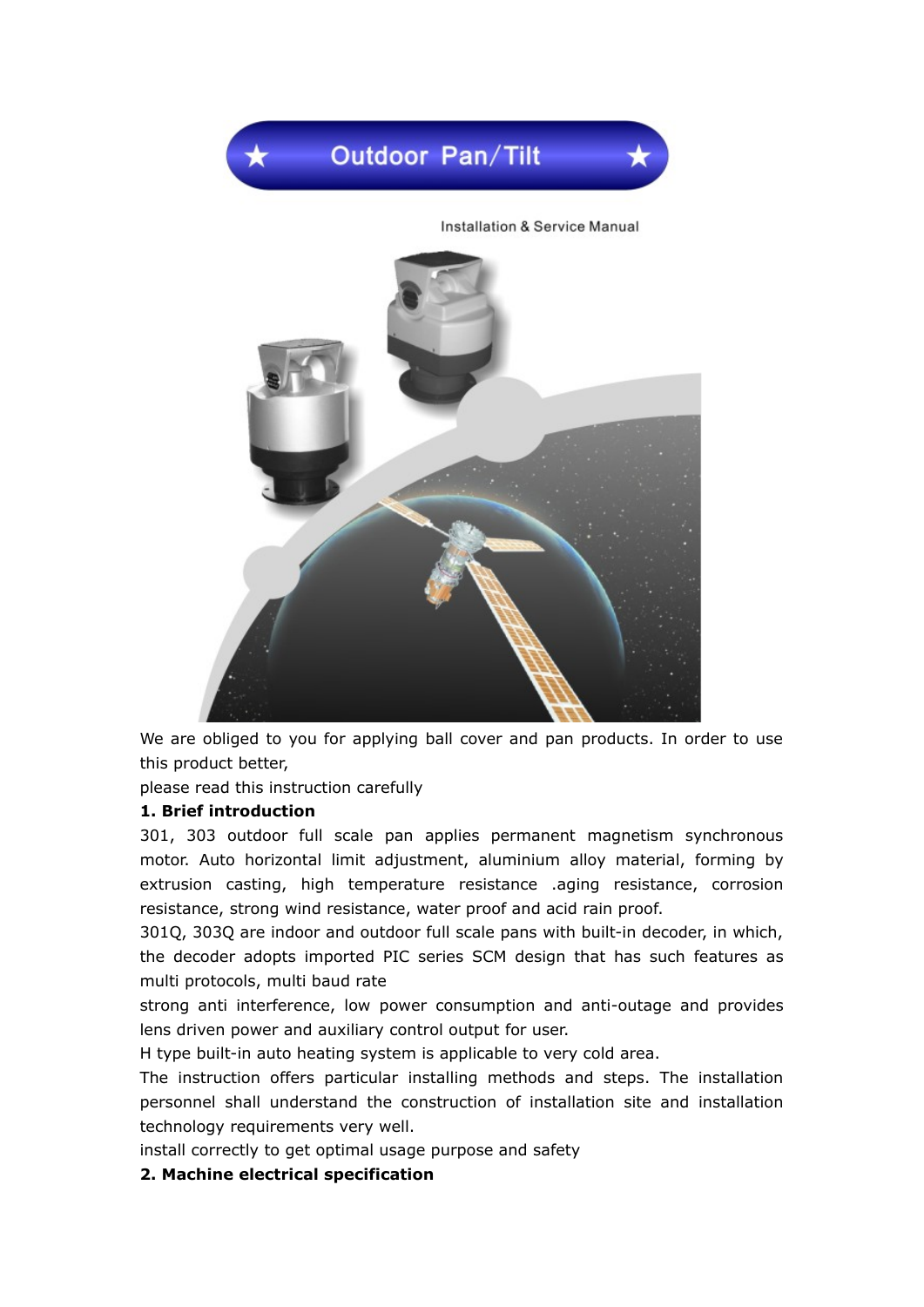# Outdoor Pan/Tilt

Installation & Service Manual

We are obliged to you for applying ball cover and pan products. In order to use this product better,

please read this instruction carefully

**1. Brief introduction**

301, 303 outdoor full scale pan applies permanent magnetism synchronous motor. Auto horizontal limit adjustment, aluminium alloy material, forming by extrusion casting, high temperature resistance .aging resistance, corrosion resistance, strong wind resistance, water proof and acid rain proof.

301Q, 303Q are indoor and outdoor full scale pans with built-in decoder, in which, the decoder adopts imported PIC series SCM design that has such features as multi protocols, multi baud rate

strong anti interference, low power consumption and anti-outage and provides lens driven power and auxiliary control output for user.

H type built-in auto heating system is applicable to very cold area.

The instruction offers particular installing methods and steps. The installation personnel shall understand the construction of installation site and installation technology requirements very well.

install correctly to get optimal usage purpose and safety

**2. Machine electrical specification**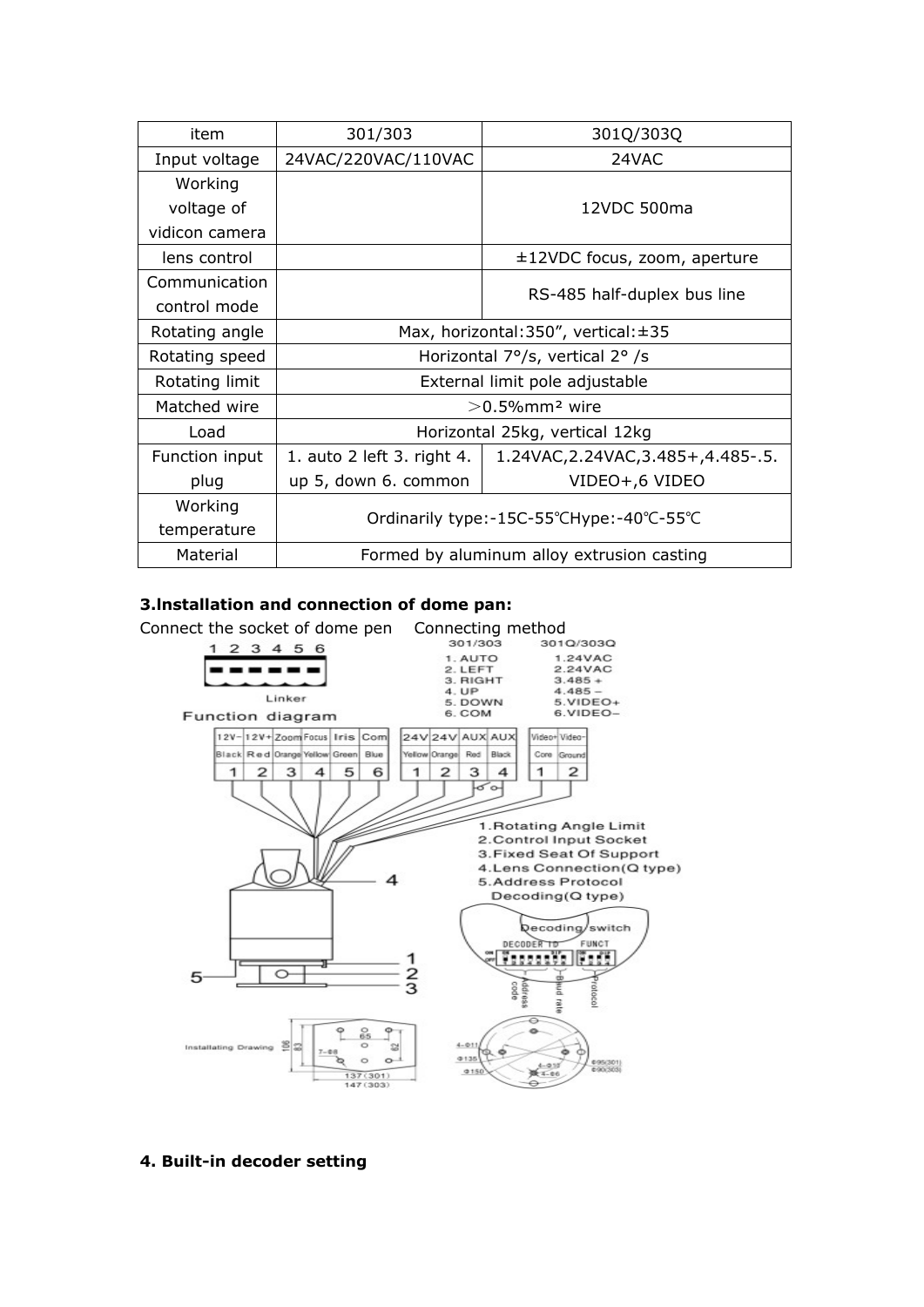| item | 301/303 | 301Q/303Q |
| --- | --- | --- |
| Input voltage | 24VAC/220VAC/110VAC | 24VAC |
| Working voltage of vidicon camera | | 12VDC 500ma |
| lens control | | ±12VDC focus, zoom, aperture |
| Communication control mode | | RS-485 half-duplex bus line |
| Rotating angle | Max, horizontal:350”, vertical:±35 | |
| Rotating speed | Horizontal 7°/s, vertical 2° /s | |
| Rotating limit | External limit pole adjustable | |
| Matched wire | ＞0.5%mm² wire | |
| Load | Horizontal 25kg, vertical 12kg | |
| Function input plug | 1. auto 2 left 3. right 4. up 5, down 6. common | 1.24VAC,2.24VAC,3.485+,4.485-.5. VIDEO+,6 VIDEO |
| Working temperature | Ordinarily type:-15C-55℃Hype:-40℃-55℃ | |
| Material | Formed by aluminum alloy extrusion casting | |

**3.Installation and connection of dome pan:**

Connect the socket of dome pen    Connecting method

| | 301/303 | 301Q/303Q |
| --- | --- | --- |
| 1 | AUTO | 24VAC |
| 2 | LEFT | 24VAC |
| 3 | RIGHT | 485 + |
| 4 | UP | 485 – |
| 5 | DOWN | VIDEO+ |
| 6 | COM | VIDEO– |

Linker

Function diagram

| 12V- | 12V+ | Zoom | Focus | Iris | Com |
| --- | --- | --- | --- | --- | --- |
| Black | Red | Orange | Yellow | Green | Blue |
| 1 | 2 | 3 | 4 | 5 | 6 |

| 24V | 24V | AUX | AUX |
| --- | --- | --- | --- |
| Yellow | Orange | Red | Black |
| 1 | 2 | 3 | 4 |

| Video+ | Video- |
| --- | --- |
| Core | Ground |
| 1 | 2 |

1. Rotating Angle Limit
2. Control Input Socket
3. Fixed Seat Of Support
4. Lens Connection(Q type)
5. Address Protocol Decoding(Q type)

Decoding switch: DECODER ID, FUNCT — Address code, Baud rate, Protocol

Installating Drawing: 137(301), 147(303); Φ95(301), Φ90(303); Φ135, Φ150

**4. Built-in decoder setting**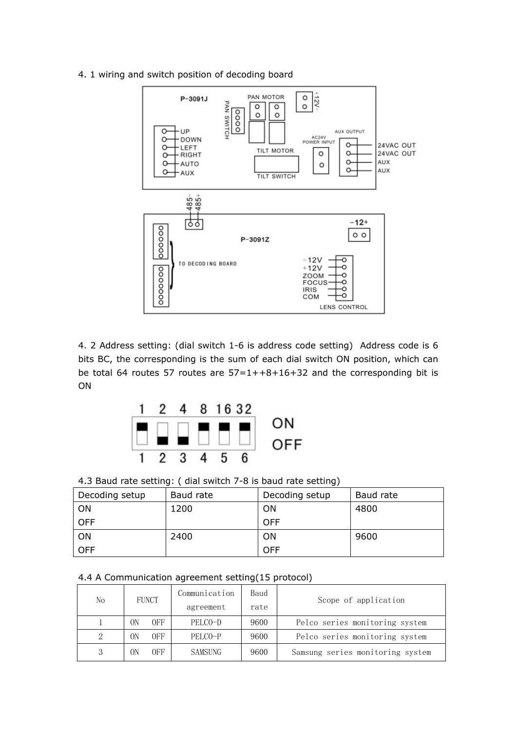4. 1 wiring and switch position of decoding board

4. 2 Address setting: (dial switch 1-6 is address code setting) Address code is 6 bits BC, the corresponding is the sum of each dial switch ON position, which can be total 64 routes 57 routes are 57=1++8+16+32 and the corresponding bit is ON

4.3 Baud rate setting: ( dial switch 7-8 is baud rate setting)

| Decoding setup | Baud rate | Decoding setup | Baud rate |
|---|---|---|---|
| ON<br>OFF | 1200 | ON<br>OFF | 4800 |
| ON<br>OFF | 2400 | ON<br>OFF | 9600 |

4.4 A Communication agreement setting(15 protocol)

| No | FUNCT | Communication agreement | Baud rate | Scope of application |
|---|---|---|---|---|
| 1 | ON OFF | PELCO-D | 9600 | Pelco series monitoring system |
| 2 | ON OFF | PELCO-P | 9600 | Pelco series monitoring system |
| 3 | ON OFF | SAMSUNG | 9600 | Samsung series monitoring system |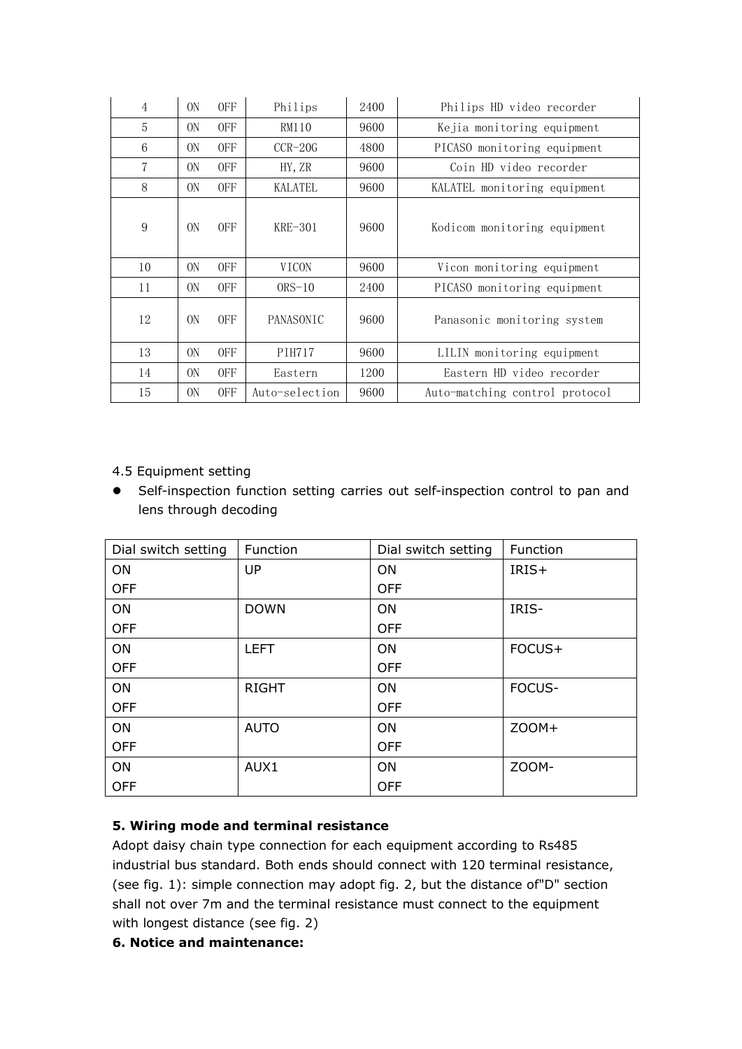| 4 | ON OFF | Philips | 2400 | Philips HD video recorder |
|---|---|---|---|---|
| 5 | ON OFF | RM110 | 9600 | Kejia monitoring equipment |
| 6 | ON OFF | CCR-20G | 4800 | PICASO monitoring equipment |
| 7 | ON OFF | HY,ZR | 9600 | Coin HD video recorder |
| 8 | ON OFF | KALATEL | 9600 | KALATEL monitoring equipment |
| 9 | ON OFF | KRE-301 | 9600 | Kodicom monitoring equipment |
| 10 | ON OFF | VICON | 9600 | Vicon monitoring equipment |
| 11 | ON OFF | ORS-10 | 2400 | PICASO monitoring equipment |
| 12 | ON OFF | PANASONIC | 9600 | Panasonic monitoring system |
| 13 | ON OFF | PIH717 | 9600 | LILIN monitoring equipment |
| 14 | ON OFF | Eastern | 1200 | Eastern HD video recorder |
| 15 | ON OFF | Auto-selection | 9600 | Auto-matching control protocol |

4.5 Equipment setting

- Self-inspection function setting carries out self-inspection control to pan and lens through decoding

| Dial switch setting | Function | Dial switch setting | Function |
|---|---|---|---|
| ON OFF | UP | ON OFF | IRIS+ |
| ON OFF | DOWN | ON OFF | IRIS- |
| ON OFF | LEFT | ON OFF | FOCUS+ |
| ON OFF | RIGHT | ON OFF | FOCUS- |
| ON OFF | AUTO | ON OFF | ZOOM+ |
| ON OFF | AUX1 | ON OFF | ZOOM- |

**5. Wiring mode and terminal resistance**

Adopt daisy chain type connection for each equipment according to Rs485 industrial bus standard. Both ends should connect with 120 terminal resistance, (see fig. 1): simple connection may adopt fig. 2, but the distance of"D" section shall not over 7m and the terminal resistance must connect to the equipment with longest distance (see fig. 2)

**6. Notice and maintenance:**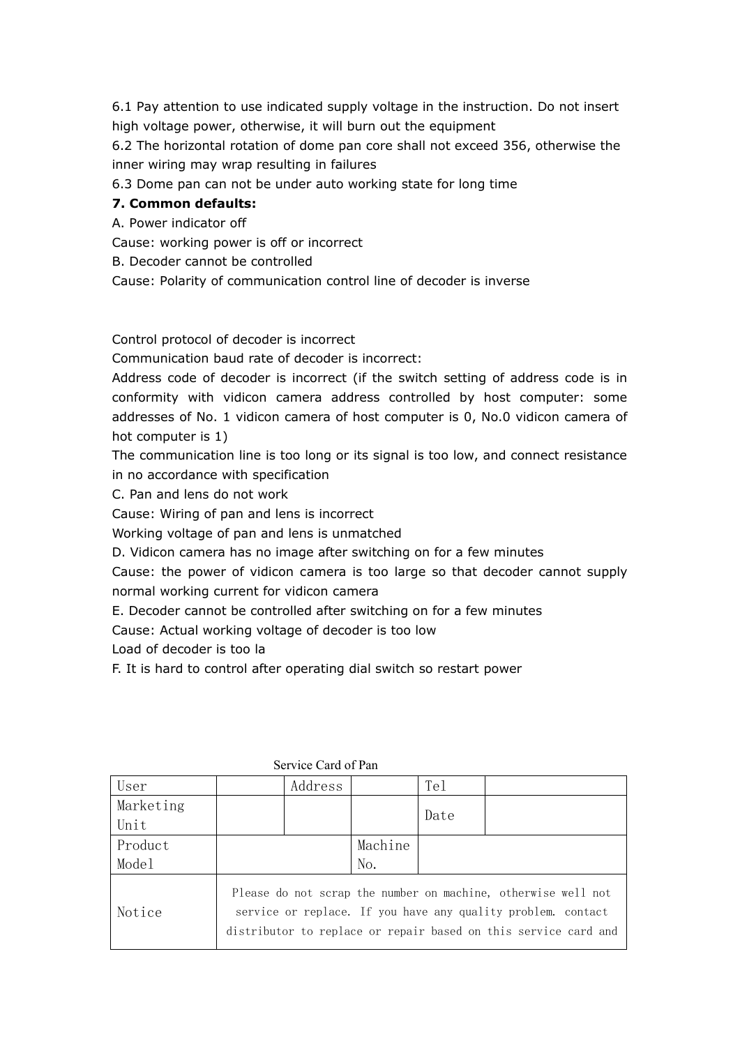6.1 Pay attention to use indicated supply voltage in the instruction. Do not insert high voltage power, otherwise, it will burn out the equipment

6.2 The horizontal rotation of dome pan core shall not exceed 356, otherwise the inner wiring may wrap resulting in failures

6.3 Dome pan can not be under auto working state for long time

**7. Common defaults:**

A. Power indicator off

Cause: working power is off or incorrect

B. Decoder cannot be controlled

Cause: Polarity of communication control line of decoder is inverse

Control protocol of decoder is incorrect

Communication baud rate of decoder is incorrect:

Address code of decoder is incorrect (if the switch setting of address code is in conformity with vidicon camera address controlled by host computer: some addresses of No. 1 vidicon camera of host computer is 0, No.0 vidicon camera of hot computer is 1)

The communication line is too long or its signal is too low, and connect resistance in no accordance with specification

C. Pan and lens do not work

Cause: Wiring of pan and lens is incorrect

Working voltage of pan and lens is unmatched

D. Vidicon camera has no image after switching on for a few minutes

Cause: the power of vidicon camera is too large so that decoder cannot supply normal working current for vidicon camera

E. Decoder cannot be controlled after switching on for a few minutes

Cause: Actual working voltage of decoder is too low

Load of decoder is too la

F. It is hard to control after operating dial switch so restart power

Service Card of Pan

| User | | Address | | Tel | |
|---|---|---|---|---|---|
| Marketing Unit | | | | Date | |
| Product Model | | | Machine No. | | |
| Notice | Please do not scrap the number on machine, otherwise well not service or replace. If you have any quality problem. contact distributor to replace or repair based on this service card and | | | | |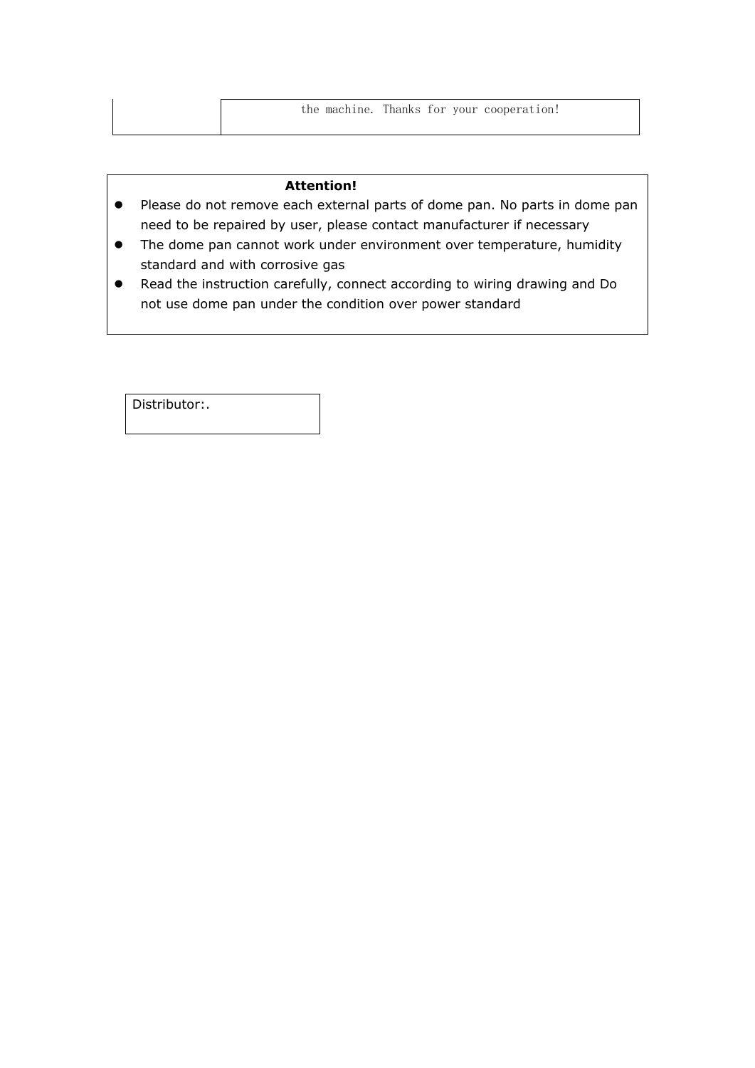| | |
|---|---|
| | the machine. Thanks for your cooperation! |

**Attention!**

- Please do not remove each external parts of dome pan. No parts in dome pan need to be repaired by user, please contact manufacturer if necessary
- The dome pan cannot work under environment over temperature, humidity standard and with corrosive gas
- Read the instruction carefully, connect according to wiring drawing and Do not use dome pan under the condition over power standard

Distributor:.